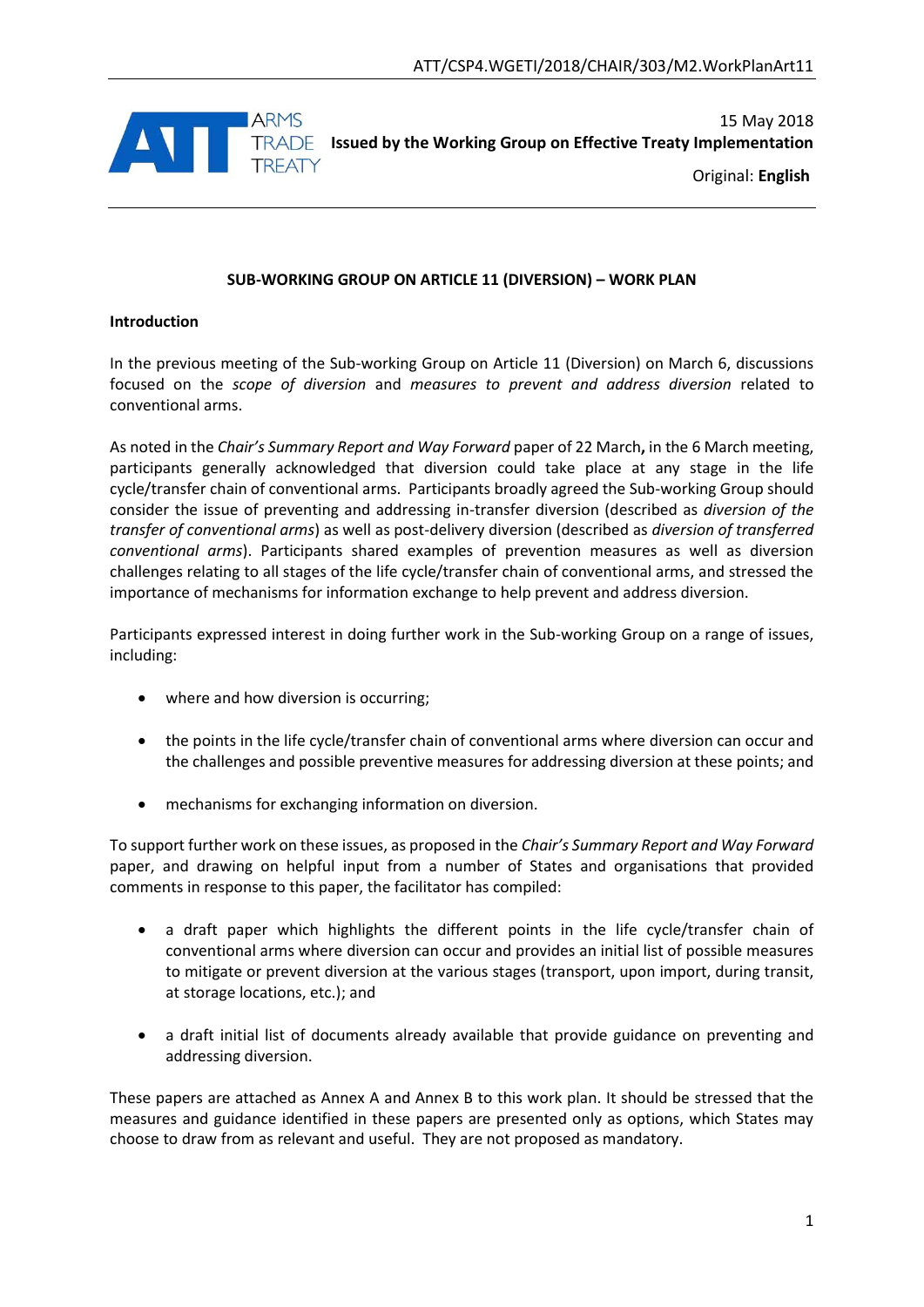ATT/CSP4.WGETI/2018/CHAIR/303/M2.WorkPlanArt11

ARMS TRADE TREATY

15 May 2018

**Issued by the Working Group on Effective Treaty Implementation**

Original: **English**

## SUB-WORKING GROUP ON ARTICLE 11 (DIVERSION) – WORK PLAN

### Introduction

In the previous meeting of the Sub-working Group on Article 11 (Diversion) on March 6, discussions focused on the *scope of diversion* and *measures to prevent and address diversion* related to conventional arms.

As noted in the *Chair's Summary Report and Way Forward* paper of 22 March**,** in the 6 March meeting, participants generally acknowledged that diversion could take place at any stage in the life cycle/transfer chain of conventional arms. Participants broadly agreed the Sub-working Group should consider the issue of preventing and addressing in-transfer diversion (described as *diversion of the transfer of conventional arms*) as well as post-delivery diversion (described as *diversion of transferred conventional arms*). Participants shared examples of prevention measures as well as diversion challenges relating to all stages of the life cycle/transfer chain of conventional arms, and stressed the importance of mechanisms for information exchange to help prevent and address diversion.

Participants expressed interest in doing further work in the Sub-working Group on a range of issues, including:

- where and how diversion is occurring;
- the points in the life cycle/transfer chain of conventional arms where diversion can occur and the challenges and possible preventive measures for addressing diversion at these points; and
- mechanisms for exchanging information on diversion.

To support further work on these issues, as proposed in the *Chair's Summary Report and Way Forward* paper, and drawing on helpful input from a number of States and organisations that provided comments in response to this paper, the facilitator has compiled:

- a draft paper which highlights the different points in the life cycle/transfer chain of conventional arms where diversion can occur and provides an initial list of possible measures to mitigate or prevent diversion at the various stages (transport, upon import, during transit, at storage locations, etc.); and
- a draft initial list of documents already available that provide guidance on preventing and addressing diversion.

These papers are attached as Annex A and Annex B to this work plan. It should be stressed that the measures and guidance identified in these papers are presented only as options, which States may choose to draw from as relevant and useful. They are not proposed as mandatory.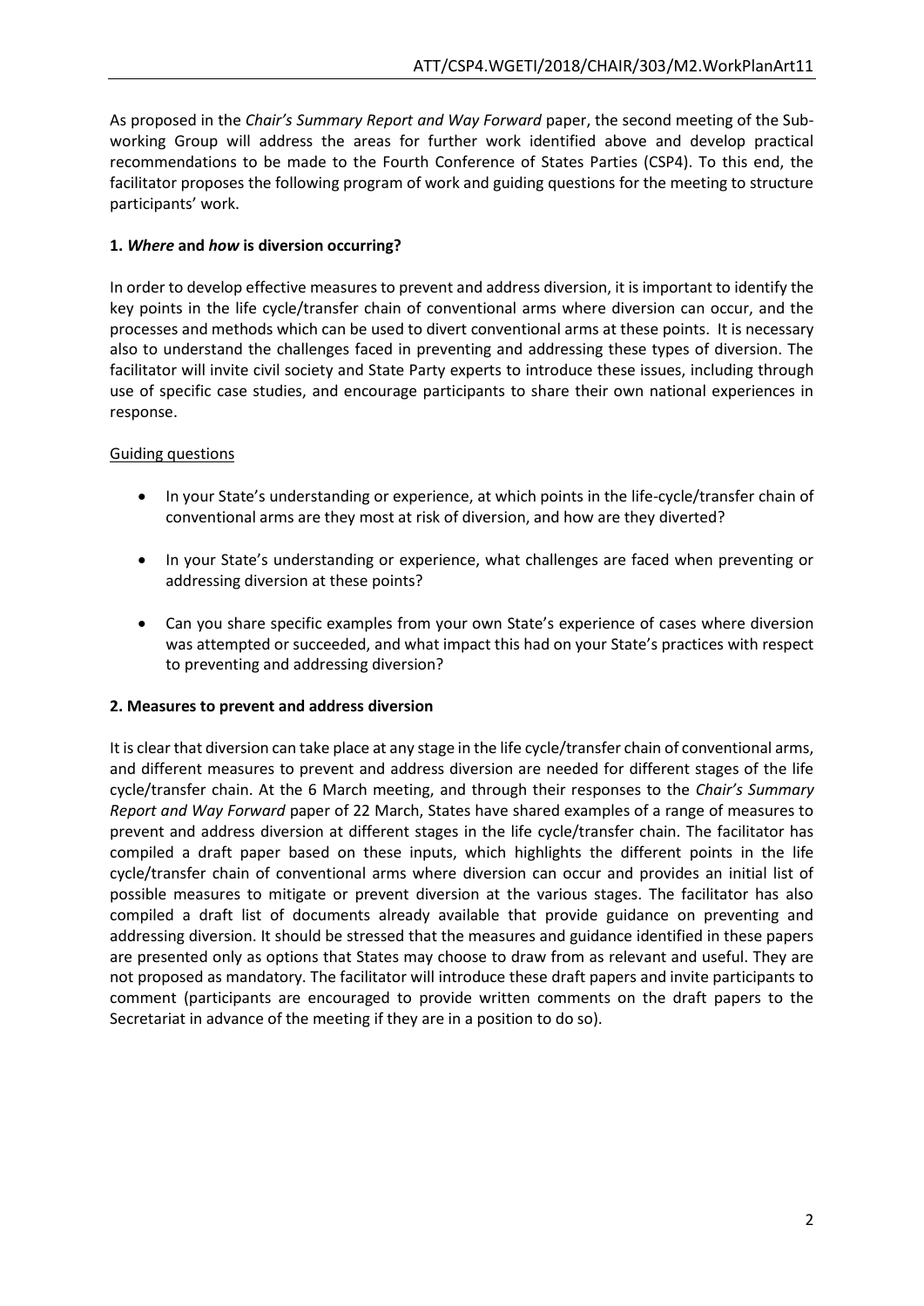As proposed in the *Chair's Summary Report and Way Forward* paper, the second meeting of the Sub-working Group will address the areas for further work identified above and develop practical recommendations to be made to the Fourth Conference of States Parties (CSP4). To this end, the facilitator proposes the following program of work and guiding questions for the meeting to structure participants' work.

### 1. *Where* and *how* is diversion occurring?

In order to develop effective measures to prevent and address diversion, it is important to identify the key points in the life cycle/transfer chain of conventional arms where diversion can occur, and the processes and methods which can be used to divert conventional arms at these points. It is necessary also to understand the challenges faced in preventing and addressing these types of diversion. The facilitator will invite civil society and State Party experts to introduce these issues, including through use of specific case studies, and encourage participants to share their own national experiences in response.

Guiding questions

- In your State's understanding or experience, at which points in the life-cycle/transfer chain of conventional arms are they most at risk of diversion, and how are they diverted?
- In your State's understanding or experience, what challenges are faced when preventing or addressing diversion at these points?
- Can you share specific examples from your own State's experience of cases where diversion was attempted or succeeded, and what impact this had on your State's practices with respect to preventing and addressing diversion?

### 2. Measures to prevent and address diversion

It is clear that diversion can take place at any stage in the life cycle/transfer chain of conventional arms, and different measures to prevent and address diversion are needed for different stages of the life cycle/transfer chain. At the 6 March meeting, and through their responses to the *Chair's Summary Report and Way Forward* paper of 22 March, States have shared examples of a range of measures to prevent and address diversion at different stages in the life cycle/transfer chain. The facilitator has compiled a draft paper based on these inputs, which highlights the different points in the life cycle/transfer chain of conventional arms where diversion can occur and provides an initial list of possible measures to mitigate or prevent diversion at the various stages. The facilitator has also compiled a draft list of documents already available that provide guidance on preventing and addressing diversion. It should be stressed that the measures and guidance identified in these papers are presented only as options that States may choose to draw from as relevant and useful. They are not proposed as mandatory. The facilitator will introduce these draft papers and invite participants to comment (participants are encouraged to provide written comments on the draft papers to the Secretariat in advance of the meeting if they are in a position to do so).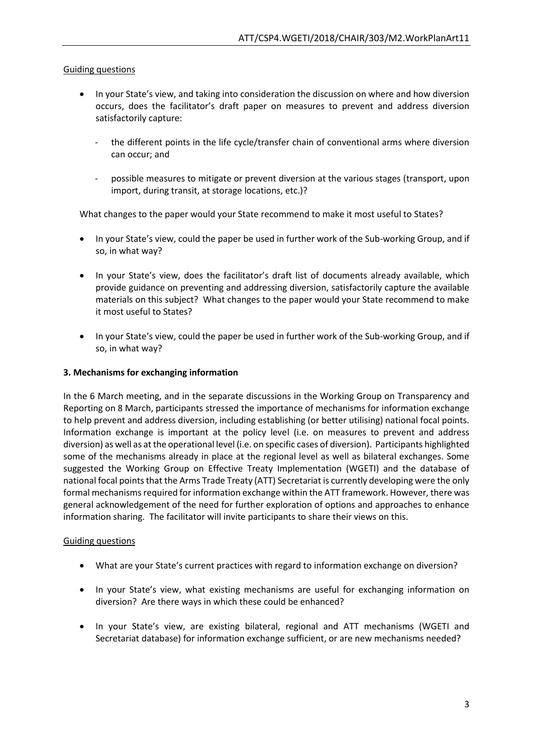Guiding questions

- In your State's view, and taking into consideration the discussion on where and how diversion occurs, does the facilitator's draft paper on measures to prevent and address diversion satisfactorily capture:
  - the different points in the life cycle/transfer chain of conventional arms where diversion can occur; and
  - possible measures to mitigate or prevent diversion at the various stages (transport, upon import, during transit, at storage locations, etc.)?

  What changes to the paper would your State recommend to make it most useful to States?

- In your State's view, could the paper be used in further work of the Sub-working Group, and if so, in what way?

- In your State's view, does the facilitator's draft list of documents already available, which provide guidance on preventing and addressing diversion, satisfactorily capture the available materials on this subject? What changes to the paper would your State recommend to make it most useful to States?

- In your State's view, could the paper be used in further work of the Sub-working Group, and if so, in what way?

### 3. Mechanisms for exchanging information

In the 6 March meeting, and in the separate discussions in the Working Group on Transparency and Reporting on 8 March, participants stressed the importance of mechanisms for information exchange to help prevent and address diversion, including establishing (or better utilising) national focal points. Information exchange is important at the policy level (i.e. on measures to prevent and address diversion) as well as at the operational level (i.e. on specific cases of diversion). Participants highlighted some of the mechanisms already in place at the regional level as well as bilateral exchanges. Some suggested the Working Group on Effective Treaty Implementation (WGETI) and the database of national focal points that the Arms Trade Treaty (ATT) Secretariat is currently developing were the only formal mechanisms required for information exchange within the ATT framework. However, there was general acknowledgement of the need for further exploration of options and approaches to enhance information sharing. The facilitator will invite participants to share their views on this.

Guiding questions

- What are your State's current practices with regard to information exchange on diversion?
- In your State's view, what existing mechanisms are useful for exchanging information on diversion? Are there ways in which these could be enhanced?
- In your State's view, are existing bilateral, regional and ATT mechanisms (WGETI and Secretariat database) for information exchange sufficient, or are new mechanisms needed?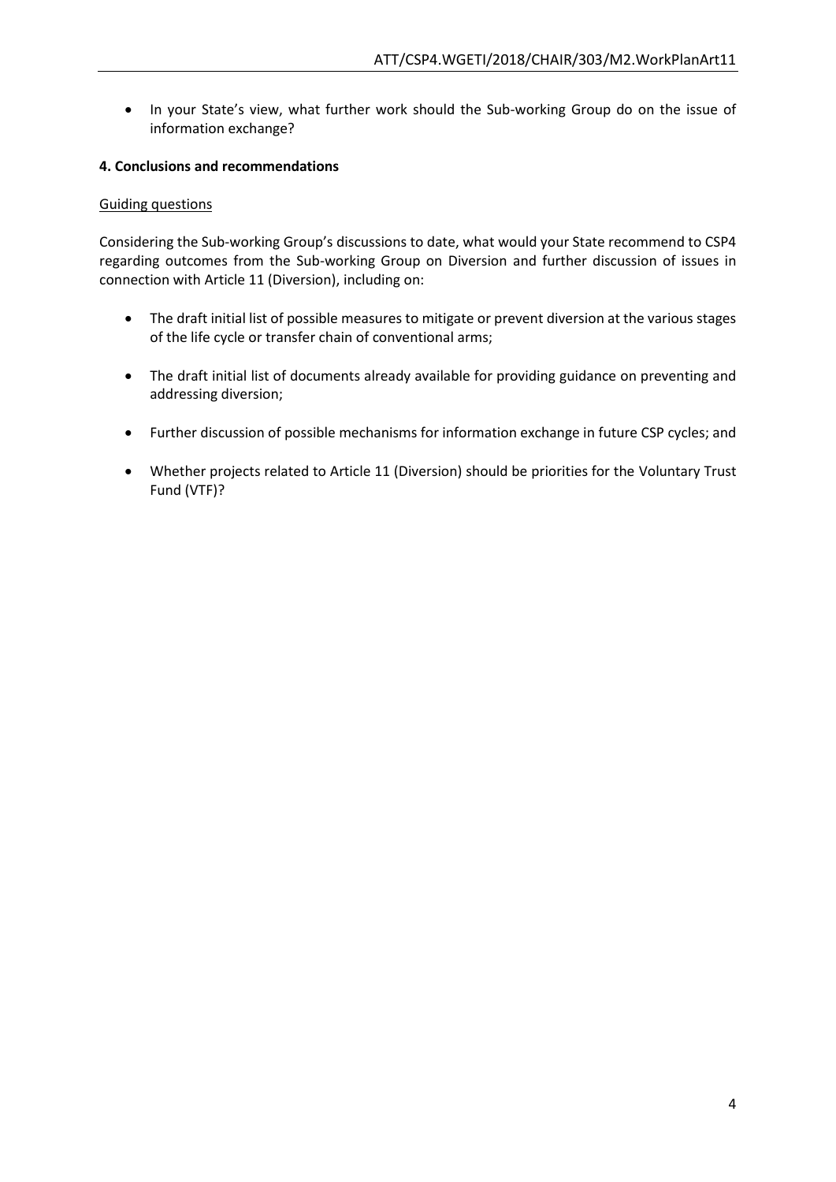- In your State's view, what further work should the Sub-working Group do on the issue of information exchange?

**4. Conclusions and recommendations**

<u>Guiding questions</u>

Considering the Sub-working Group's discussions to date, what would your State recommend to CSP4 regarding outcomes from the Sub-working Group on Diversion and further discussion of issues in connection with Article 11 (Diversion), including on:

- The draft initial list of possible measures to mitigate or prevent diversion at the various stages of the life cycle or transfer chain of conventional arms;
- The draft initial list of documents already available for providing guidance on preventing and addressing diversion;
- Further discussion of possible mechanisms for information exchange in future CSP cycles; and
- Whether projects related to Article 11 (Diversion) should be priorities for the Voluntary Trust Fund (VTF)?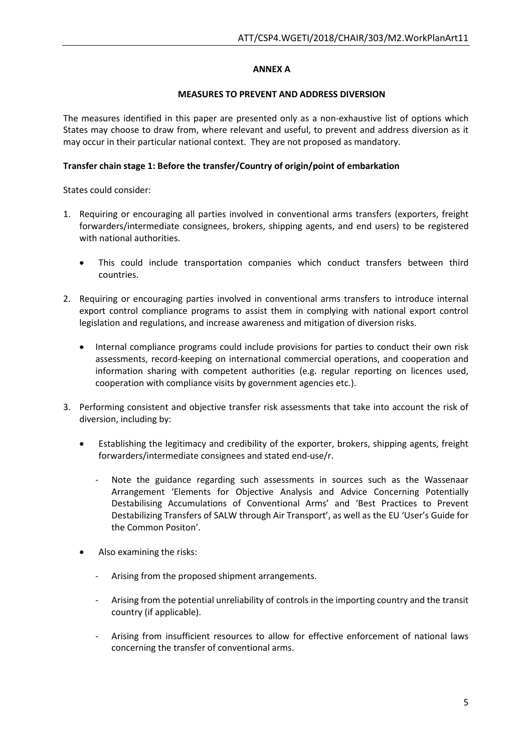**ANNEX A**

**MEASURES TO PREVENT AND ADDRESS DIVERSION**

The measures identified in this paper are presented only as a non-exhaustive list of options which States may choose to draw from, where relevant and useful, to prevent and address diversion as it may occur in their particular national context. They are not proposed as mandatory.

**Transfer chain stage 1: Before the transfer/Country of origin/point of embarkation**

States could consider:

1. Requiring or encouraging all parties involved in conventional arms transfers (exporters, freight forwarders/intermediate consignees, brokers, shipping agents, and end users) to be registered with national authorities.
   - This could include transportation companies which conduct transfers between third countries.

2. Requiring or encouraging parties involved in conventional arms transfers to introduce internal export control compliance programs to assist them in complying with national export control legislation and regulations, and increase awareness and mitigation of diversion risks.
   - Internal compliance programs could include provisions for parties to conduct their own risk assessments, record-keeping on international commercial operations, and cooperation and information sharing with competent authorities (e.g. regular reporting on licences used, cooperation with compliance visits by government agencies etc.).

3. Performing consistent and objective transfer risk assessments that take into account the risk of diversion, including by:
   - Establishing the legitimacy and credibility of the exporter, brokers, shipping agents, freight forwarders/intermediate consignees and stated end-use/r.
     - Note the guidance regarding such assessments in sources such as the Wassenaar Arrangement 'Elements for Objective Analysis and Advice Concerning Potentially Destabilising Accumulations of Conventional Arms' and 'Best Practices to Prevent Destabilizing Transfers of SALW through Air Transport', as well as the EU 'User's Guide for the Common Positon'.
   - Also examining the risks:
     - Arising from the proposed shipment arrangements.
     - Arising from the potential unreliability of controls in the importing country and the transit country (if applicable).
     - Arising from insufficient resources to allow for effective enforcement of national laws concerning the transfer of conventional arms.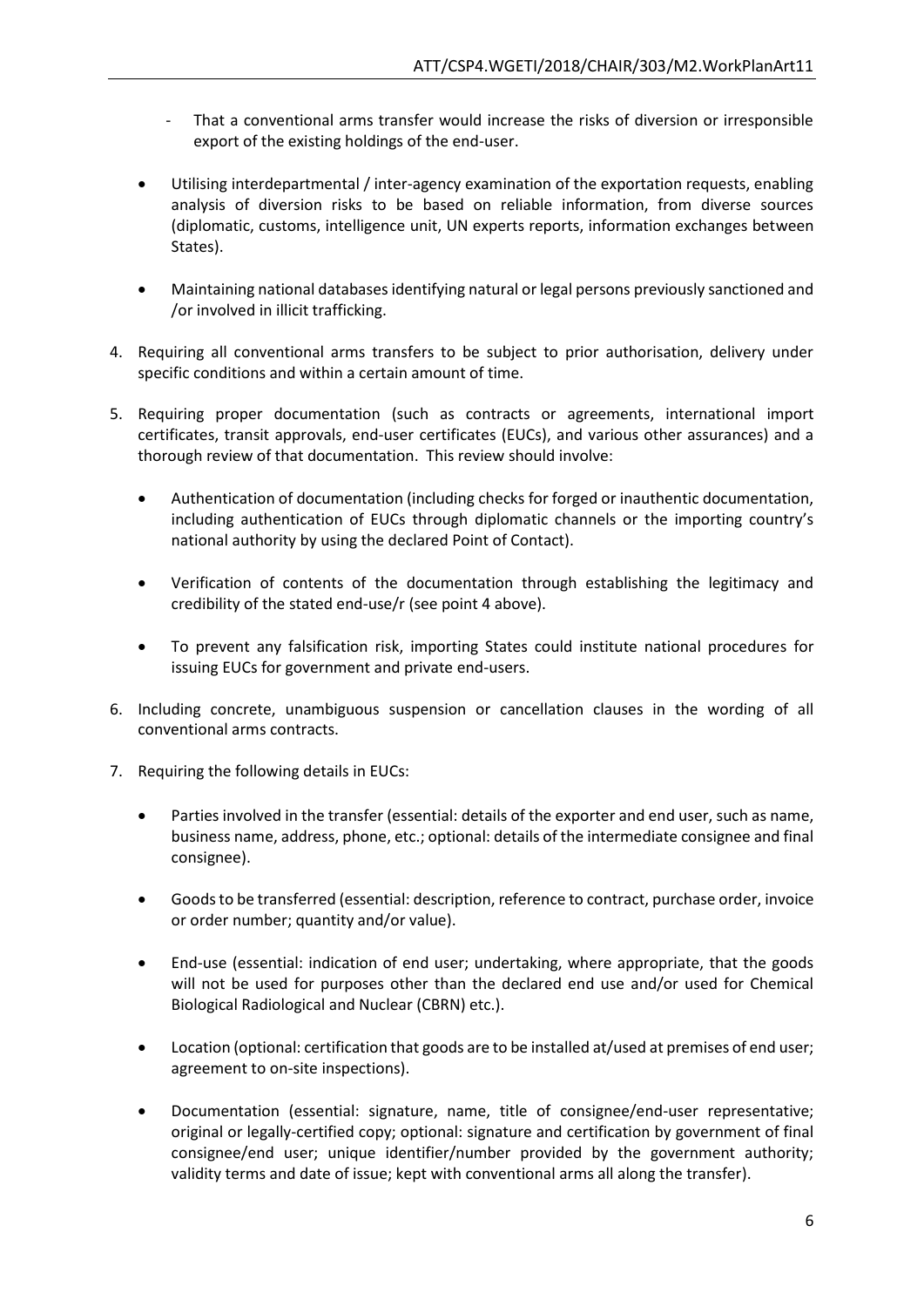- That a conventional arms transfer would increase the risks of diversion or irresponsible export of the existing holdings of the end-user.

- Utilising interdepartmental / inter-agency examination of the exportation requests, enabling analysis of diversion risks to be based on reliable information, from diverse sources (diplomatic, customs, intelligence unit, UN experts reports, information exchanges between States).

- Maintaining national databases identifying natural or legal persons previously sanctioned and /or involved in illicit trafficking.

4. Requiring all conventional arms transfers to be subject to prior authorisation, delivery under specific conditions and within a certain amount of time.

5. Requiring proper documentation (such as contracts or agreements, international import certificates, transit approvals, end-user certificates (EUCs), and various other assurances) and a thorough review of that documentation. This review should involve:

   - Authentication of documentation (including checks for forged or inauthentic documentation, including authentication of EUCs through diplomatic channels or the importing country's national authority by using the declared Point of Contact).

   - Verification of contents of the documentation through establishing the legitimacy and credibility of the stated end-use/r (see point 4 above).

   - To prevent any falsification risk, importing States could institute national procedures for issuing EUCs for government and private end-users.

6. Including concrete, unambiguous suspension or cancellation clauses in the wording of all conventional arms contracts.

7. Requiring the following details in EUCs:

   - Parties involved in the transfer (essential: details of the exporter and end user, such as name, business name, address, phone, etc.; optional: details of the intermediate consignee and final consignee).

   - Goods to be transferred (essential: description, reference to contract, purchase order, invoice or order number; quantity and/or value).

   - End-use (essential: indication of end user; undertaking, where appropriate, that the goods will not be used for purposes other than the declared end use and/or used for Chemical Biological Radiological and Nuclear (CBRN) etc.).

   - Location (optional: certification that goods are to be installed at/used at premises of end user; agreement to on-site inspections).

   - Documentation (essential: signature, name, title of consignee/end-user representative; original or legally-certified copy; optional: signature and certification by government of final consignee/end user; unique identifier/number provided by the government authority; validity terms and date of issue; kept with conventional arms all along the transfer).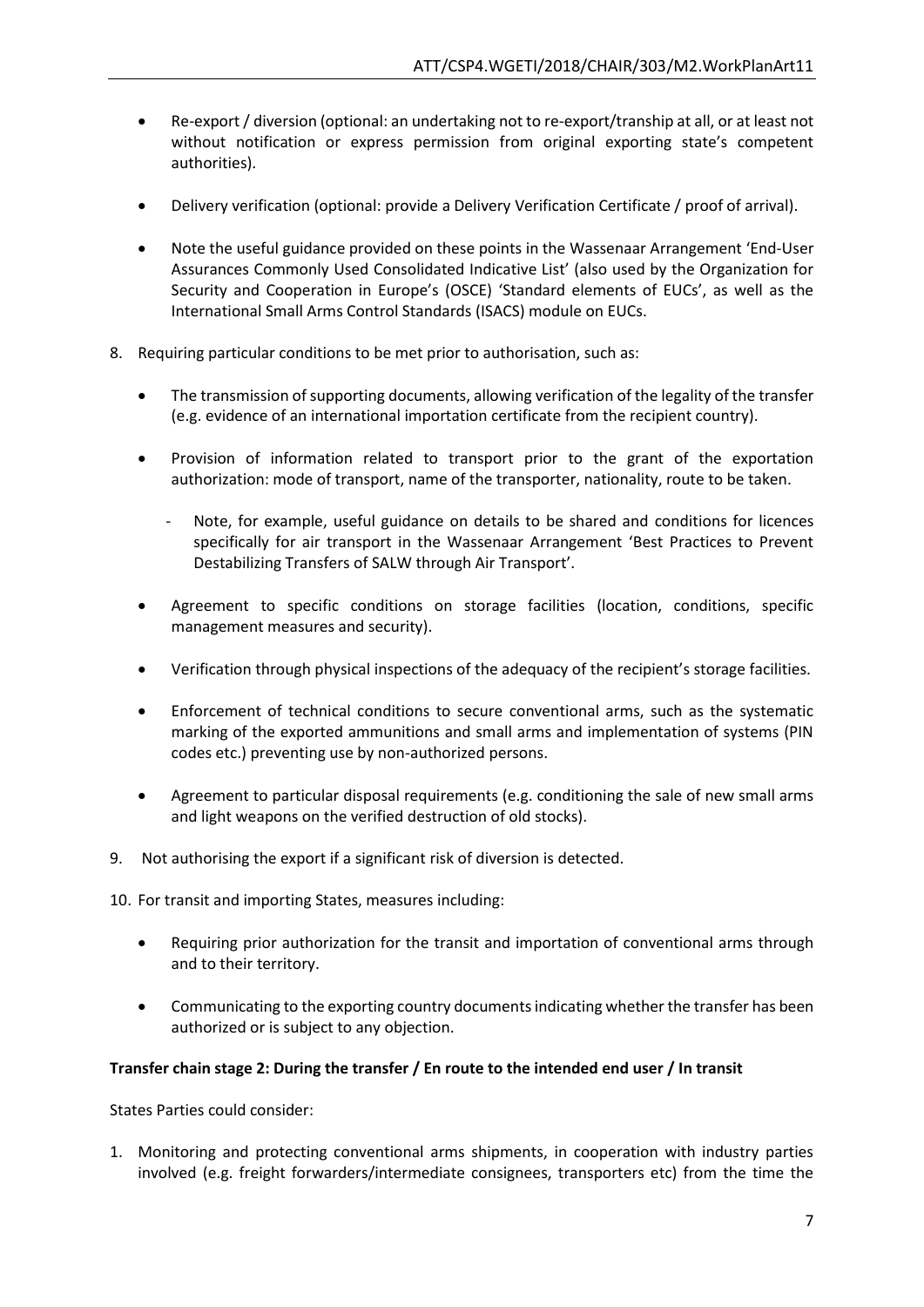- Re-export / diversion (optional: an undertaking not to re-export/tranship at all, or at least not without notification or express permission from original exporting state's competent authorities).

- Delivery verification (optional: provide a Delivery Verification Certificate / proof of arrival).

- Note the useful guidance provided on these points in the Wassenaar Arrangement 'End-User Assurances Commonly Used Consolidated Indicative List' (also used by the Organization for Security and Cooperation in Europe's (OSCE) 'Standard elements of EUCs', as well as the International Small Arms Control Standards (ISACS) module on EUCs.

8. Requiring particular conditions to be met prior to authorisation, such as:

   - The transmission of supporting documents, allowing verification of the legality of the transfer (e.g. evidence of an international importation certificate from the recipient country).

   - Provision of information related to transport prior to the grant of the exportation authorization: mode of transport, name of the transporter, nationality, route to be taken.

     - Note, for example, useful guidance on details to be shared and conditions for licences specifically for air transport in the Wassenaar Arrangement 'Best Practices to Prevent Destabilizing Transfers of SALW through Air Transport'.

   - Agreement to specific conditions on storage facilities (location, conditions, specific management measures and security).

   - Verification through physical inspections of the adequacy of the recipient's storage facilities.

   - Enforcement of technical conditions to secure conventional arms, such as the systematic marking of the exported ammunitions and small arms and implementation of systems (PIN codes etc.) preventing use by non-authorized persons.

   - Agreement to particular disposal requirements (e.g. conditioning the sale of new small arms and light weapons on the verified destruction of old stocks).

9. Not authorising the export if a significant risk of diversion is detected.

10. For transit and importing States, measures including:

    - Requiring prior authorization for the transit and importation of conventional arms through and to their territory.

    - Communicating to the exporting country documents indicating whether the transfer has been authorized or is subject to any objection.

**Transfer chain stage 2: During the transfer / En route to the intended end user / In transit**

States Parties could consider:

1. Monitoring and protecting conventional arms shipments, in cooperation with industry parties involved (e.g. freight forwarders/intermediate consignees, transporters etc) from the time the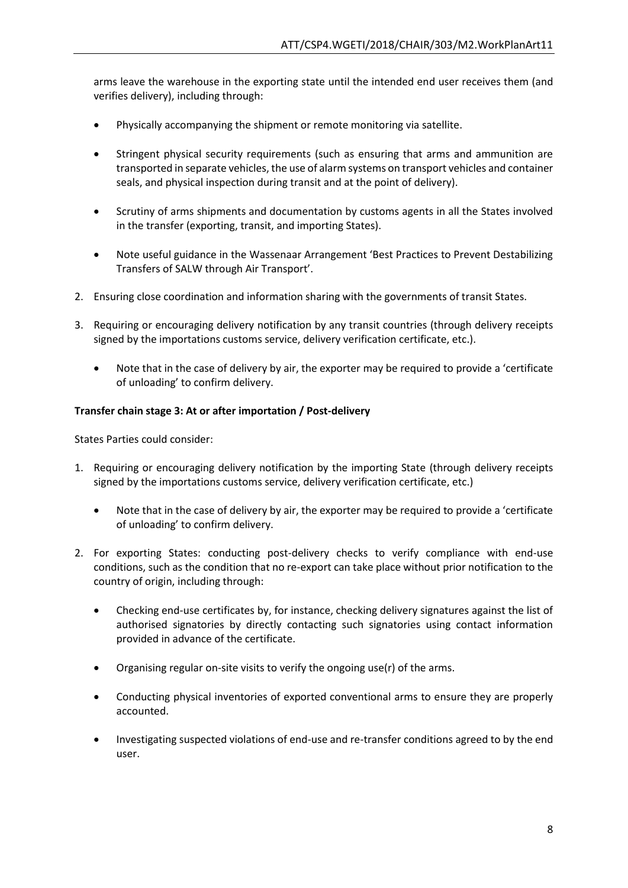arms leave the warehouse in the exporting state until the intended end user receives them (and verifies delivery), including through:

- Physically accompanying the shipment or remote monitoring via satellite.
- Stringent physical security requirements (such as ensuring that arms and ammunition are transported in separate vehicles, the use of alarm systems on transport vehicles and container seals, and physical inspection during transit and at the point of delivery).
- Scrutiny of arms shipments and documentation by customs agents in all the States involved in the transfer (exporting, transit, and importing States).
- Note useful guidance in the Wassenaar Arrangement 'Best Practices to Prevent Destabilizing Transfers of SALW through Air Transport'.

2. Ensuring close coordination and information sharing with the governments of transit States.

3. Requiring or encouraging delivery notification by any transit countries (through delivery receipts signed by the importations customs service, delivery verification certificate, etc.).
   - Note that in the case of delivery by air, the exporter may be required to provide a 'certificate of unloading' to confirm delivery.

**Transfer chain stage 3: At or after importation / Post-delivery**

States Parties could consider:

1. Requiring or encouraging delivery notification by the importing State (through delivery receipts signed by the importations customs service, delivery verification certificate, etc.)
   - Note that in the case of delivery by air, the exporter may be required to provide a 'certificate of unloading' to confirm delivery.
2. For exporting States: conducting post-delivery checks to verify compliance with end-use conditions, such as the condition that no re-export can take place without prior notification to the country of origin, including through:
   - Checking end-use certificates by, for instance, checking delivery signatures against the list of authorised signatories by directly contacting such signatories using contact information provided in advance of the certificate.
   - Organising regular on-site visits to verify the ongoing use(r) of the arms.
   - Conducting physical inventories of exported conventional arms to ensure they are properly accounted.
   - Investigating suspected violations of end-use and re-transfer conditions agreed to by the end user.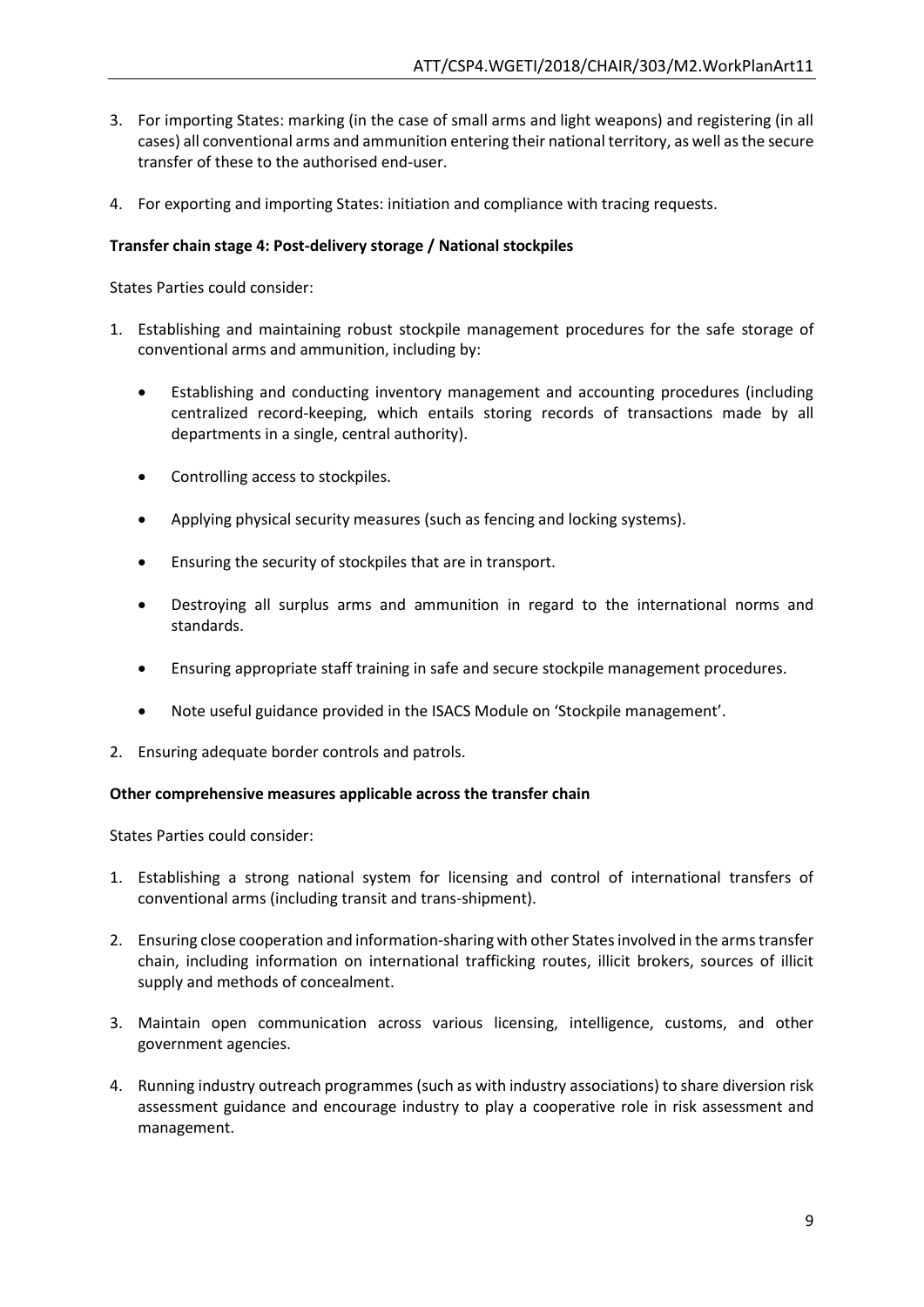3. For importing States: marking (in the case of small arms and light weapons) and registering (in all cases) all conventional arms and ammunition entering their national territory, as well as the secure transfer of these to the authorised end-user.

4. For exporting and importing States: initiation and compliance with tracing requests.

**Transfer chain stage 4: Post-delivery storage / National stockpiles**

States Parties could consider:

1. Establishing and maintaining robust stockpile management procedures for the safe storage of conventional arms and ammunition, including by:

    - Establishing and conducting inventory management and accounting procedures (including centralized record-keeping, which entails storing records of transactions made by all departments in a single, central authority).

    - Controlling access to stockpiles.

    - Applying physical security measures (such as fencing and locking systems).

    - Ensuring the security of stockpiles that are in transport.

    - Destroying all surplus arms and ammunition in regard to the international norms and standards.

    - Ensuring appropriate staff training in safe and secure stockpile management procedures.

    - Note useful guidance provided in the ISACS Module on 'Stockpile management'.

2. Ensuring adequate border controls and patrols.

**Other comprehensive measures applicable across the transfer chain**

States Parties could consider:

1. Establishing a strong national system for licensing and control of international transfers of conventional arms (including transit and trans-shipment).

2. Ensuring close cooperation and information-sharing with other States involved in the arms transfer chain, including information on international trafficking routes, illicit brokers, sources of illicit supply and methods of concealment.

3. Maintain open communication across various licensing, intelligence, customs, and other government agencies.

4. Running industry outreach programmes (such as with industry associations) to share diversion risk assessment guidance and encourage industry to play a cooperative role in risk assessment and management.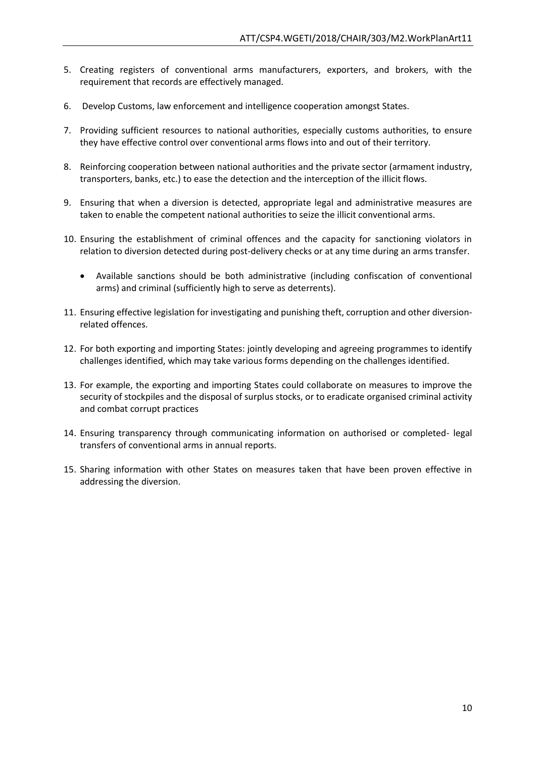5. Creating registers of conventional arms manufacturers, exporters, and brokers, with the requirement that records are effectively managed.

6. Develop Customs, law enforcement and intelligence cooperation amongst States.

7. Providing sufficient resources to national authorities, especially customs authorities, to ensure they have effective control over conventional arms flows into and out of their territory.

8. Reinforcing cooperation between national authorities and the private sector (armament industry, transporters, banks, etc.) to ease the detection and the interception of the illicit flows.

9. Ensuring that when a diversion is detected, appropriate legal and administrative measures are taken to enable the competent national authorities to seize the illicit conventional arms.

10. Ensuring the establishment of criminal offences and the capacity for sanctioning violators in relation to diversion detected during post-delivery checks or at any time during an arms transfer.

    - Available sanctions should be both administrative (including confiscation of conventional arms) and criminal (sufficiently high to serve as deterrents).

11. Ensuring effective legislation for investigating and punishing theft, corruption and other diversion-related offences.

12. For both exporting and importing States: jointly developing and agreeing programmes to identify challenges identified, which may take various forms depending on the challenges identified.

13. For example, the exporting and importing States could collaborate on measures to improve the security of stockpiles and the disposal of surplus stocks, or to eradicate organised criminal activity and combat corrupt practices

14. Ensuring transparency through communicating information on authorised or completed- legal transfers of conventional arms in annual reports.

15. Sharing information with other States on measures taken that have been proven effective in addressing the diversion.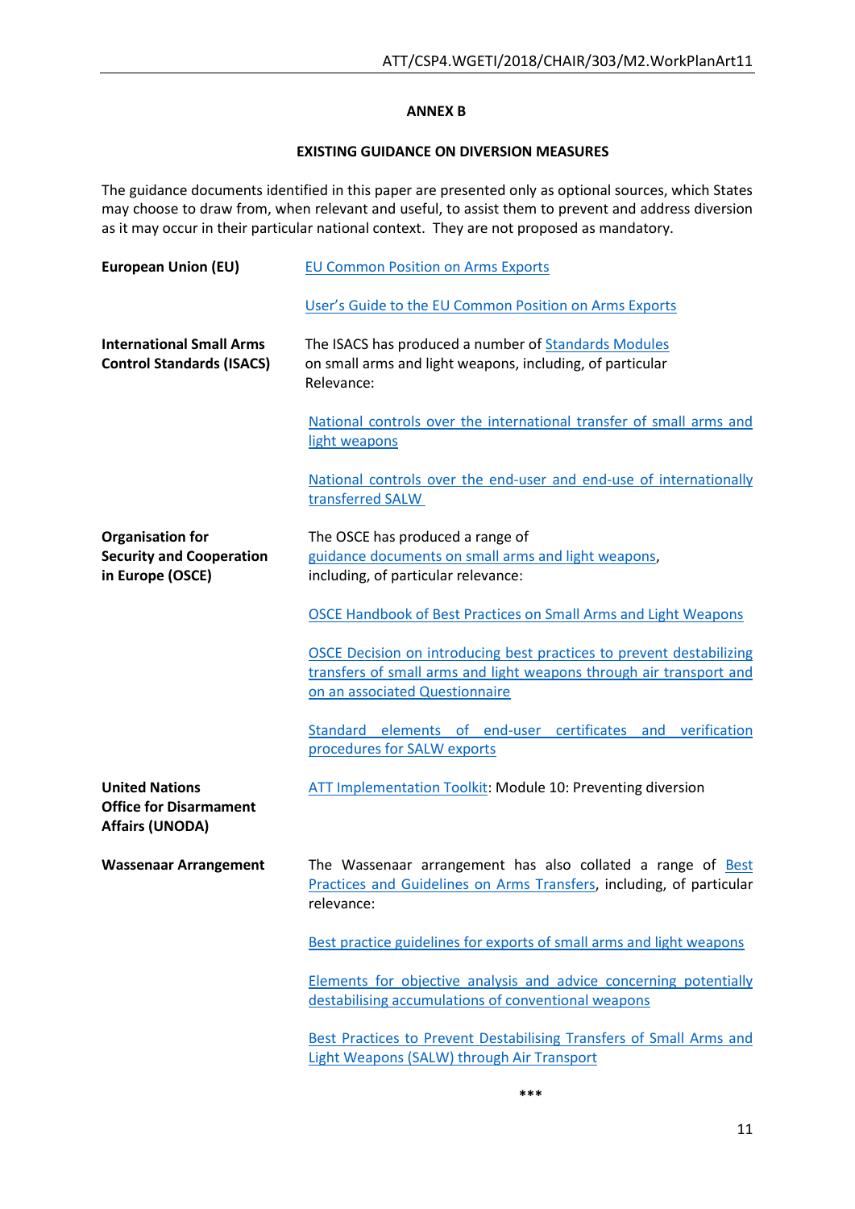**ANNEX B**

**EXISTING GUIDANCE ON DIVERSION MEASURES**

The guidance documents identified in this paper are presented only as optional sources, which States may choose to draw from, when relevant and useful, to assist them to prevent and address diversion as it may occur in their particular national context. They are not proposed as mandatory.

| | |
|---|---|
| **European Union (EU)** | EU Common Position on Arms Exports<br><br>User's Guide to the EU Common Position on Arms Exports |
| **International Small Arms Control Standards (ISACS)** | The ISACS has produced a number of Standards Modules on small arms and light weapons, including, of particular Relevance:<br><br>National controls over the international transfer of small arms and light weapons<br><br>National controls over the end-user and end-use of internationally transferred SALW |
| **Organisation for Security and Cooperation in Europe (OSCE)** | The OSCE has produced a range of guidance documents on small arms and light weapons, including, of particular relevance:<br><br>OSCE Handbook of Best Practices on Small Arms and Light Weapons<br><br>OSCE Decision on introducing best practices to prevent destabilizing transfers of small arms and light weapons through air transport and on an associated Questionnaire<br><br>Standard elements of end-user certificates and verification procedures for SALW exports |
| **United Nations Office for Disarmament Affairs (UNODA)** | ATT Implementation Toolkit: Module 10: Preventing diversion |
| **Wassenaar Arrangement** | The Wassenaar arrangement has also collated a range of Best Practices and Guidelines on Arms Transfers, including, of particular relevance:<br><br>Best practice guidelines for exports of small arms and light weapons<br><br>Elements for objective analysis and advice concerning potentially destabilising accumulations of conventional weapons<br><br>Best Practices to Prevent Destabilising Transfers of Small Arms and Light Weapons (SALW) through Air Transport |

***